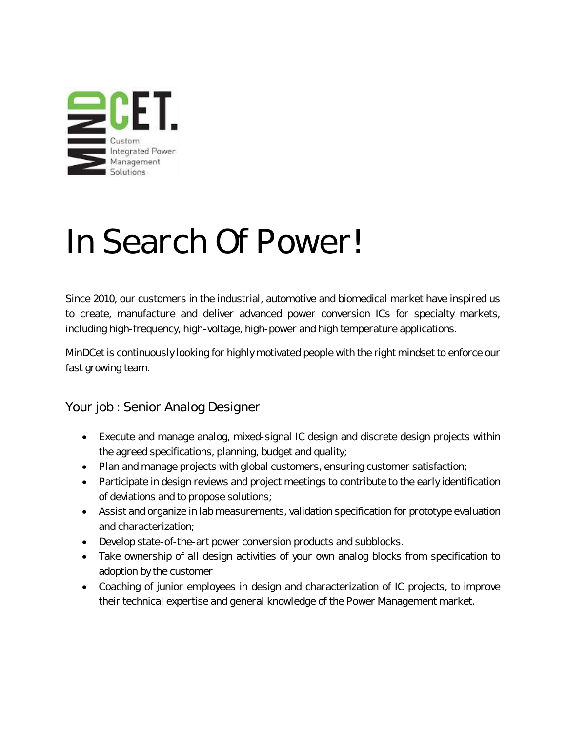MINDCET. Custom Integrated Power Management Solutions

# In Search Of Power!

Since 2010, our customers in the industrial, automotive and biomedical market have inspired us to create, manufacture and deliver advanced power conversion ICs for specialty markets, including high-frequency, high-voltage, high-power and high temperature applications.

MinDCet is continuously looking for highly motivated people with the right mindset to enforce our fast growing team.

## Your job : Senior Analog Designer

- Execute and manage analog, mixed-signal IC design and discrete design projects within the agreed specifications, planning, budget and quality;
- Plan and manage projects with global customers, ensuring customer satisfaction;
- Participate in design reviews and project meetings to contribute to the early identification of deviations and to propose solutions;
- Assist and organize in lab measurements, validation specification for prototype evaluation and characterization;
- Develop state-of-the-art power conversion products and subblocks.
- Take ownership of all design activities of your own analog blocks from specification to adoption by the customer
- Coaching of junior employees in design and characterization of IC projects, to improve their technical expertise and general knowledge of the Power Management market.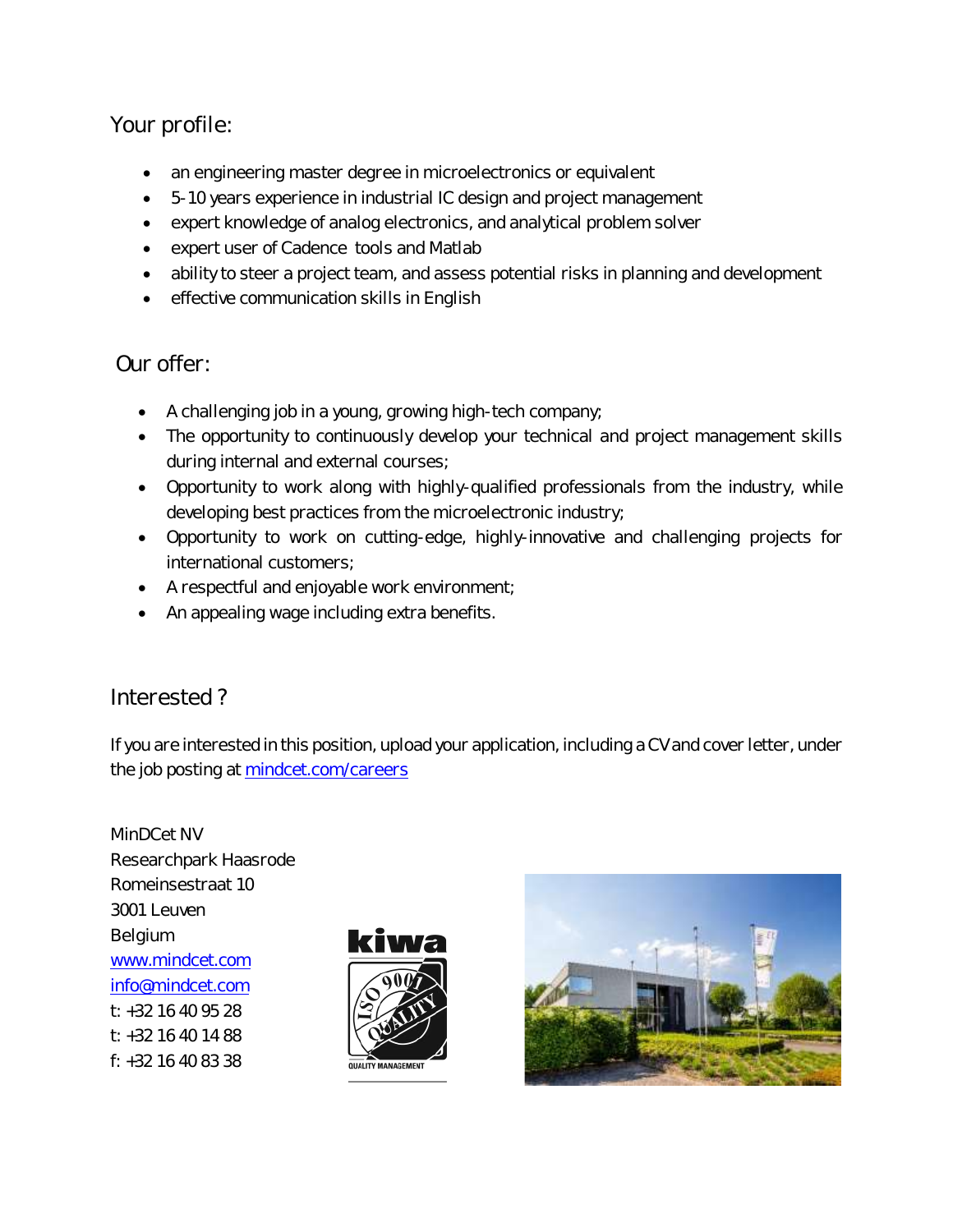## Your profile:

- an engineering master degree in microelectronics or equivalent
- 5-10 years experience in industrial IC design and project management
- expert knowledge of analog electronics, and analytical problem solver
- expert user of Cadence tools and Matlab
- ability to steer a project team, and assess potential risks in planning and development
- effective communication skills in English

## Our offer:

- A challenging job in a young, growing high-tech company;
- The opportunity to continuously develop your technical and project management skills during internal and external courses;
- Opportunity to work along with highly-qualified professionals from the industry, while developing best practices from the microelectronic industry;
- Opportunity to work on cutting-edge, highly-innovative and challenging projects for international customers;
- A respectful and enjoyable work environment;
- An appealing wage including extra benefits.

## Interested ?

If you are interested in this position, upload your application, including a CV and cover letter, under the job posting at [mindcet.com/careers](mindcet.com/careers)

MinDCet NV
Researchpark Haasrode
Romeinsestraat 10
3001 Leuven
Belgium
[www.mindcet.com](www.mindcet.com)
[info@mindcet.com](mailto:info@mindcet.com)
t: +32 16 40 95 28
t: +32 16 40 14 88
f: +32 16 40 83 38